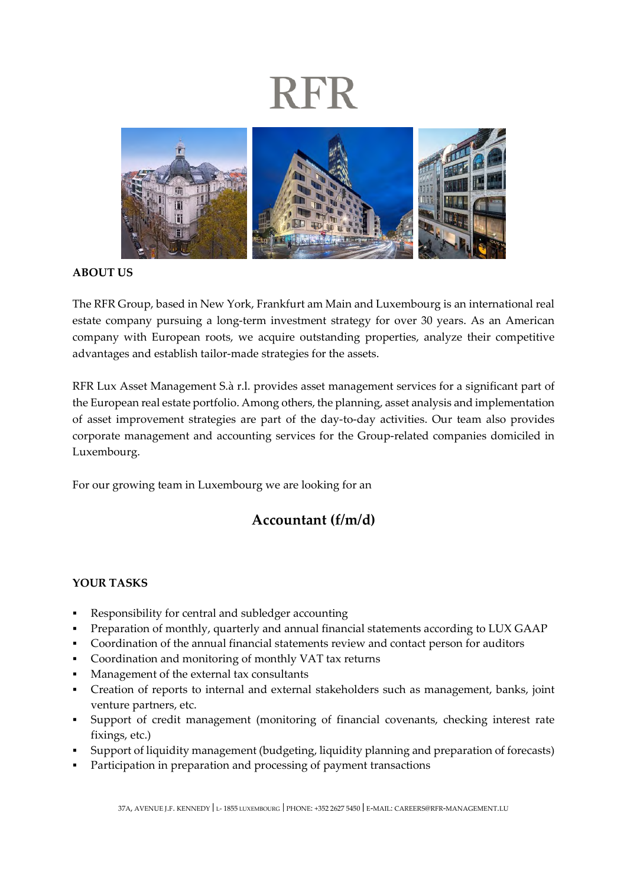# RFR

## ABOUT US

The RFR Group, based in New York, Frankfurt am Main and Luxembourg is an international real estate company pursuing a long-term investment strategy for over 30 years. As an American company with European roots, we acquire outstanding properties, analyze their competitive advantages and establish tailor-made strategies for the assets.

RFR Lux Asset Management S.à r.l. provides asset management services for a significant part of the European real estate portfolio. Among others, the planning, asset analysis and implementation of asset improvement strategies are part of the day-to-day activities. Our team also provides corporate management and accounting services for the Group-related companies domiciled in Luxembourg.

For our growing team in Luxembourg we are looking for an

## Accountant (f/m/d)

## YOUR TASKS

- Responsibility for central and subledger accounting
- Preparation of monthly, quarterly and annual financial statements according to LUX GAAP
- Coordination of the annual financial statements review and contact person for auditors
- Coordination and monitoring of monthly VAT tax returns
- Management of the external tax consultants
- Creation of reports to internal and external stakeholders such as management, banks, joint venture partners, etc.
- Support of credit management (monitoring of financial covenants, checking interest rate fixings, etc.)
- Support of liquidity management (budgeting, liquidity planning and preparation of forecasts)
- Participation in preparation and processing of payment transactions

37A, AVENUE J.F. KENNEDY | L- 1855 LUXEMBOURG | PHONE: +352 2627 5450 | E-MAIL: CAREERS@RFR-MANAGEMENT.LU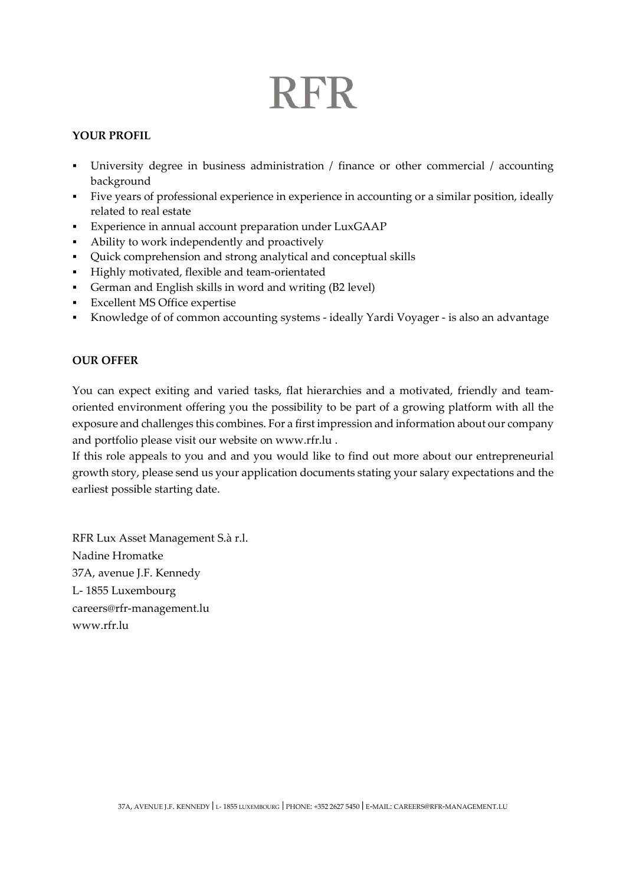# RFR

**YOUR PROFIL**

- University degree in business administration / finance or other commercial / accounting background
- Five years of professional experience in experience in accounting or a similar position, ideally related to real estate
- Experience in annual account preparation under LuxGAAP
- Ability to work independently and proactively
- Quick comprehension and strong analytical and conceptual skills
- Highly motivated, flexible and team-orientated
- German and English skills in word and writing (B2 level)
- Excellent MS Office expertise
- Knowledge of of common accounting systems - ideally Yardi Voyager - is also an advantage

**OUR OFFER**

You can expect exiting and varied tasks, flat hierarchies and a motivated, friendly and team-oriented environment offering you the possibility to be part of a growing platform with all the exposure and challenges this combines. For a first impression and information about our company and portfolio please visit our website on www.rfr.lu .
If this role appeals to you and and you would like to find out more about our entrepreneurial growth story, please send us your application documents stating your salary expectations and the earliest possible starting date.

RFR Lux Asset Management S.à r.l.
Nadine Hromatke
37A, avenue J.F. Kennedy
L- 1855 Luxembourg
careers@rfr-management.lu
www.rfr.lu

37A, AVENUE J.F. KENNEDY | L- 1855 LUXEMBOURG | PHONE: +352 2627 5450 | E-MAIL: CAREERS@RFR-MANAGEMENT.LU